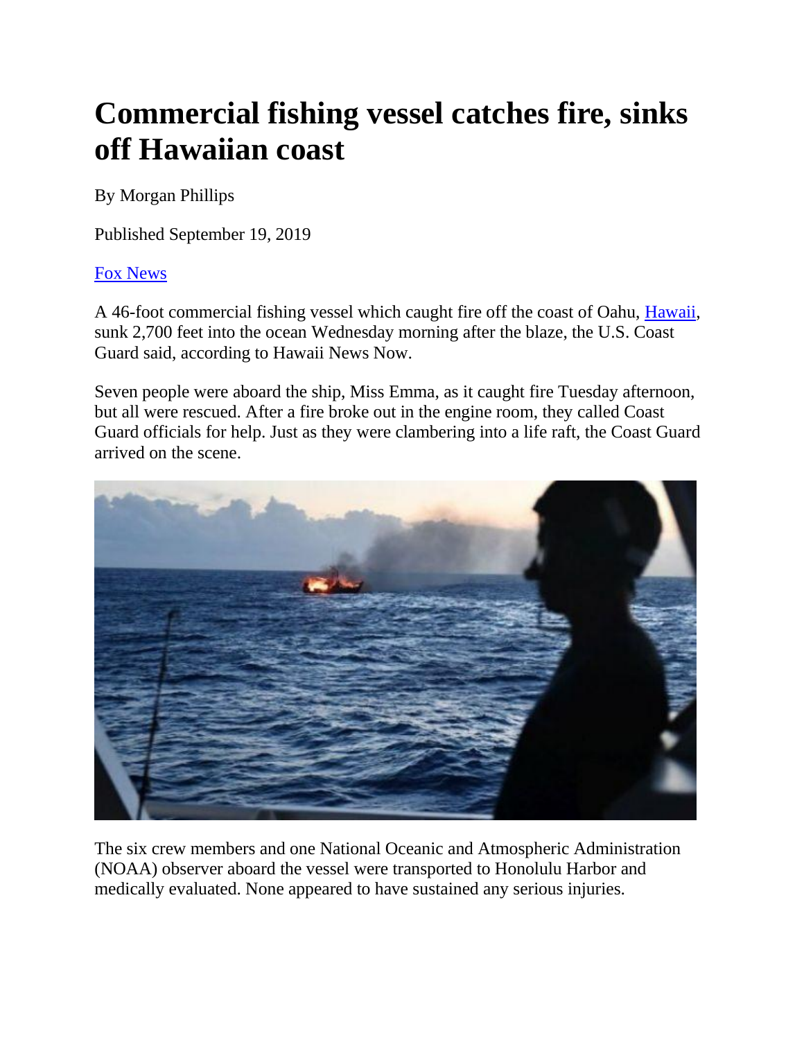# Commercial fishing vessel catches fire, sinks off Hawaiian coast

By Morgan Phillips

Published September 19, 2019

Fox News

A 46-foot commercial fishing vessel which caught fire off the coast of Oahu, Hawaii, sunk 2,700 feet into the ocean Wednesday morning after the blaze, the U.S. Coast Guard said, according to Hawaii News Now.

Seven people were aboard the ship, Miss Emma, as it caught fire Tuesday afternoon, but all were rescued. After a fire broke out in the engine room, they called Coast Guard officials for help. Just as they were clambering into a life raft, the Coast Guard arrived on the scene.

The six crew members and one National Oceanic and Atmospheric Administration (NOAA) observer aboard the vessel were transported to Honolulu Harbor and medically evaluated. None appeared to have sustained any serious injuries.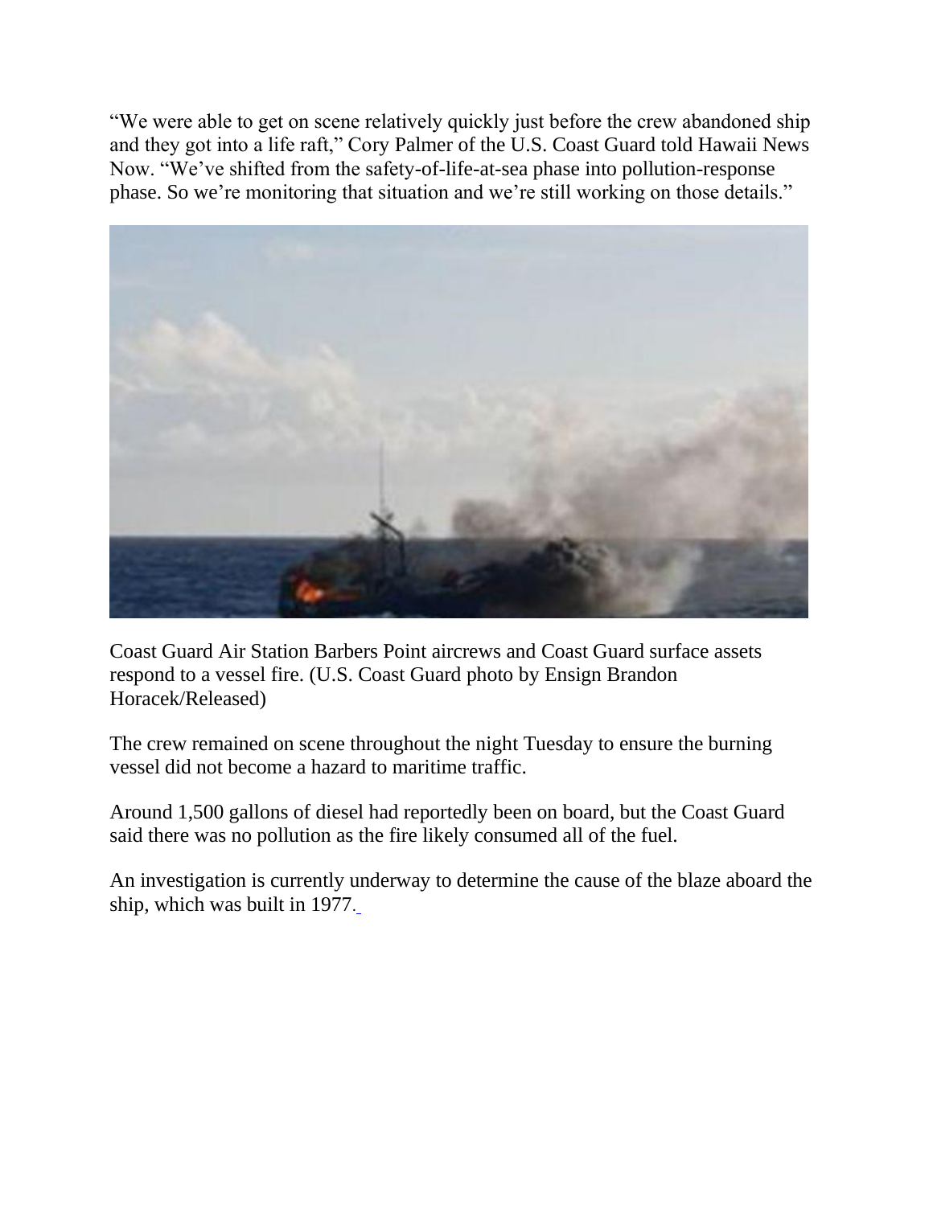"We were able to get on scene relatively quickly just before the crew abandoned ship and they got into a life raft," Cory Palmer of the U.S. Coast Guard told Hawaii News Now. "We've shifted from the safety-of-life-at-sea phase into pollution-response phase. So we're monitoring that situation and we're still working on those details."

Coast Guard Air Station Barbers Point aircrews and Coast Guard surface assets respond to a vessel fire. (U.S. Coast Guard photo by Ensign Brandon Horacek/Released)

The crew remained on scene throughout the night Tuesday to ensure the burning vessel did not become a hazard to maritime traffic.

Around 1,500 gallons of diesel had reportedly been on board, but the Coast Guard said there was no pollution as the fire likely consumed all of the fuel.

An investigation is currently underway to determine the cause of the blaze aboard the ship, which was built in 1977.